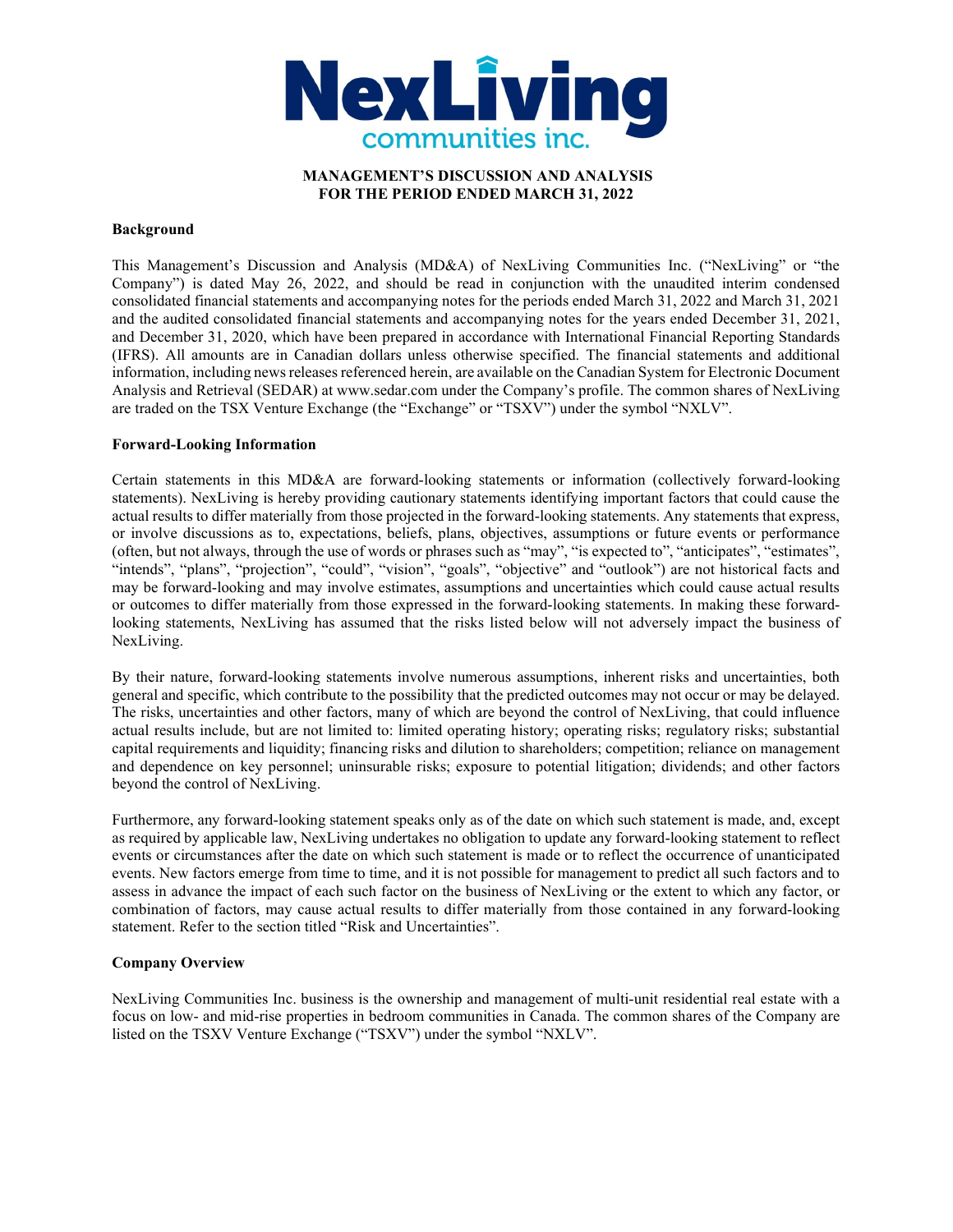NexLiving communities inc.

**MANAGEMENT'S DISCUSSION AND ANALYSIS**
**FOR THE PERIOD ENDED MARCH 31, 2022**

### Background

This Management's Discussion and Analysis (MD&A) of NexLiving Communities Inc. ("NexLiving" or "the Company") is dated May 26, 2022, and should be read in conjunction with the unaudited interim condensed consolidated financial statements and accompanying notes for the periods ended March 31, 2022 and March 31, 2021 and the audited consolidated financial statements and accompanying notes for the years ended December 31, 2021, and December 31, 2020, which have been prepared in accordance with International Financial Reporting Standards (IFRS). All amounts are in Canadian dollars unless otherwise specified. The financial statements and additional information, including news releases referenced herein, are available on the Canadian System for Electronic Document Analysis and Retrieval (SEDAR) at www.sedar.com under the Company's profile. The common shares of NexLiving are traded on the TSX Venture Exchange (the "Exchange" or "TSXV") under the symbol "NXLV".

### Forward-Looking Information

Certain statements in this MD&A are forward-looking statements or information (collectively forward-looking statements). NexLiving is hereby providing cautionary statements identifying important factors that could cause the actual results to differ materially from those projected in the forward-looking statements. Any statements that express, or involve discussions as to, expectations, beliefs, plans, objectives, assumptions or future events or performance (often, but not always, through the use of words or phrases such as "may", "is expected to", "anticipates", "estimates", "intends", "plans", "projection", "could", "vision", "goals", "objective" and "outlook") are not historical facts and may be forward-looking and may involve estimates, assumptions and uncertainties which could cause actual results or outcomes to differ materially from those expressed in the forward-looking statements. In making these forward-looking statements, NexLiving has assumed that the risks listed below will not adversely impact the business of NexLiving.

By their nature, forward-looking statements involve numerous assumptions, inherent risks and uncertainties, both general and specific, which contribute to the possibility that the predicted outcomes may not occur or may be delayed. The risks, uncertainties and other factors, many of which are beyond the control of NexLiving, that could influence actual results include, but are not limited to: limited operating history; operating risks; regulatory risks; substantial capital requirements and liquidity; financing risks and dilution to shareholders; competition; reliance on management and dependence on key personnel; uninsurable risks; exposure to potential litigation; dividends; and other factors beyond the control of NexLiving.

Furthermore, any forward-looking statement speaks only as of the date on which such statement is made, and, except as required by applicable law, NexLiving undertakes no obligation to update any forward-looking statement to reflect events or circumstances after the date on which such statement is made or to reflect the occurrence of unanticipated events. New factors emerge from time to time, and it is not possible for management to predict all such factors and to assess in advance the impact of each such factor on the business of NexLiving or the extent to which any factor, or combination of factors, may cause actual results to differ materially from those contained in any forward-looking statement. Refer to the section titled "Risk and Uncertainties".

### Company Overview

NexLiving Communities Inc. business is the ownership and management of multi-unit residential real estate with a focus on low- and mid-rise properties in bedroom communities in Canada. The common shares of the Company are listed on the TSXV Venture Exchange ("TSXV") under the symbol "NXLV".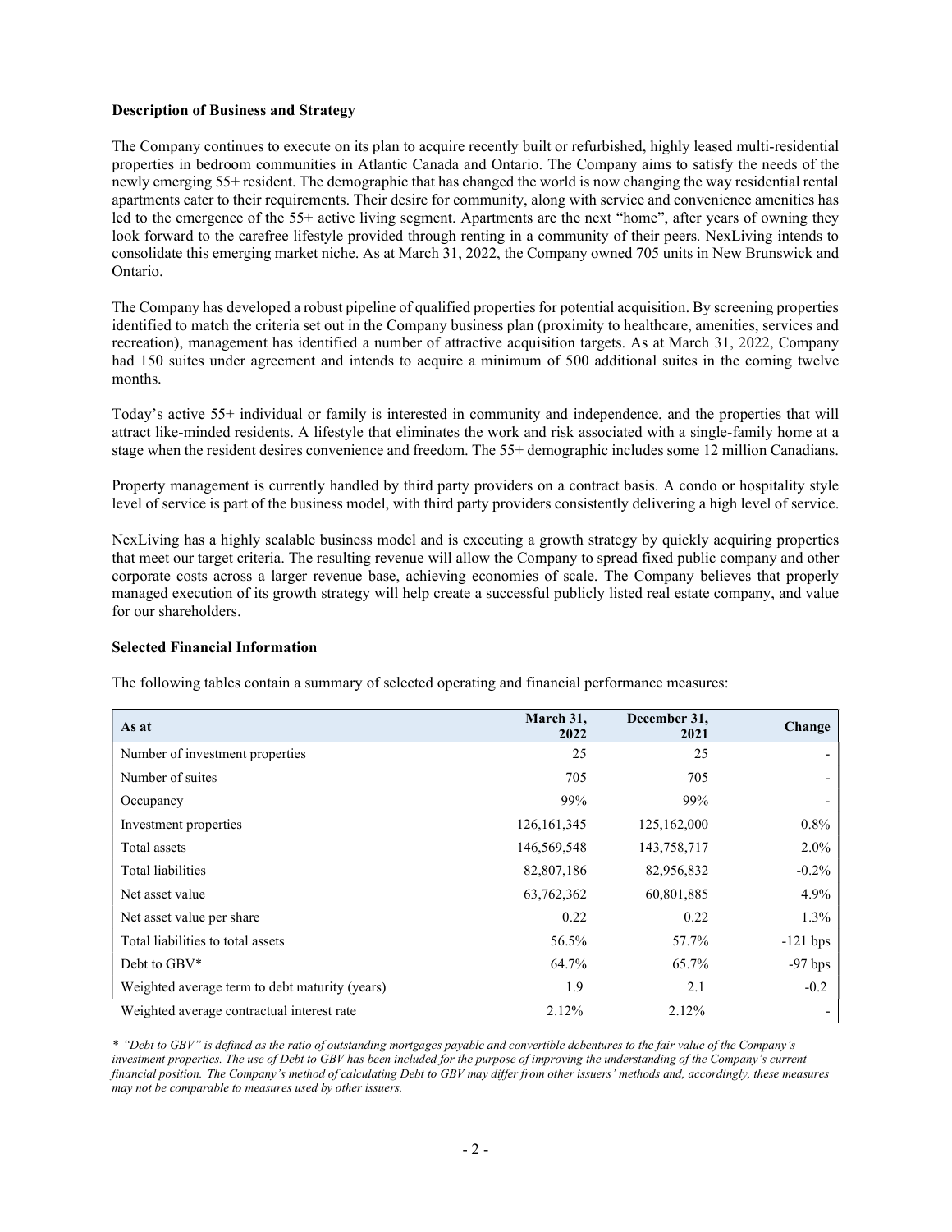### Description of Business and Strategy

The Company continues to execute on its plan to acquire recently built or refurbished, highly leased multi-residential properties in bedroom communities in Atlantic Canada and Ontario. The Company aims to satisfy the needs of the newly emerging 55+ resident. The demographic that has changed the world is now changing the way residential rental apartments cater to their requirements. Their desire for community, along with service and convenience amenities has led to the emergence of the 55+ active living segment. Apartments are the next "home", after years of owning they look forward to the carefree lifestyle provided through renting in a community of their peers. NexLiving intends to consolidate this emerging market niche. As at March 31, 2022, the Company owned 705 units in New Brunswick and Ontario.

The Company has developed a robust pipeline of qualified properties for potential acquisition. By screening properties identified to match the criteria set out in the Company business plan (proximity to healthcare, amenities, services and recreation), management has identified a number of attractive acquisition targets. As at March 31, 2022, Company had 150 suites under agreement and intends to acquire a minimum of 500 additional suites in the coming twelve months.

Today's active 55+ individual or family is interested in community and independence, and the properties that will attract like-minded residents. A lifestyle that eliminates the work and risk associated with a single-family home at a stage when the resident desires convenience and freedom. The 55+ demographic includes some 12 million Canadians.

Property management is currently handled by third party providers on a contract basis. A condo or hospitality style level of service is part of the business model, with third party providers consistently delivering a high level of service.

NexLiving has a highly scalable business model and is executing a growth strategy by quickly acquiring properties that meet our target criteria. The resulting revenue will allow the Company to spread fixed public company and other corporate costs across a larger revenue base, achieving economies of scale. The Company believes that properly managed execution of its growth strategy will help create a successful publicly listed real estate company, and value for our shareholders.

### Selected Financial Information

The following tables contain a summary of selected operating and financial performance measures:

| As at | March 31, 2022 | December 31, 2021 | Change |
|---|---|---|---|
| Number of investment properties | 25 | 25 | - |
| Number of suites | 705 | 705 | - |
| Occupancy | 99% | 99% | - |
| Investment properties | 126,161,345 | 125,162,000 | 0.8% |
| Total assets | 146,569,548 | 143,758,717 | 2.0% |
| Total liabilities | 82,807,186 | 82,956,832 | -0.2% |
| Net asset value | 63,762,362 | 60,801,885 | 4.9% |
| Net asset value per share | 0.22 | 0.22 | 1.3% |
| Total liabilities to total assets | 56.5% | 57.7% | -121 bps |
| Debt to GBV* | 64.7% | 65.7% | -97 bps |
| Weighted average term to debt maturity (years) | 1.9 | 2.1 | -0.2 |
| Weighted average contractual interest rate | 2.12% | 2.12% | - |

*\* "Debt to GBV" is defined as the ratio of outstanding mortgages payable and convertible debentures to the fair value of the Company's investment properties. The use of Debt to GBV has been included for the purpose of improving the understanding of the Company's current financial position. The Company's method of calculating Debt to GBV may differ from other issuers' methods and, accordingly, these measures may not be comparable to measures used by other issuers.*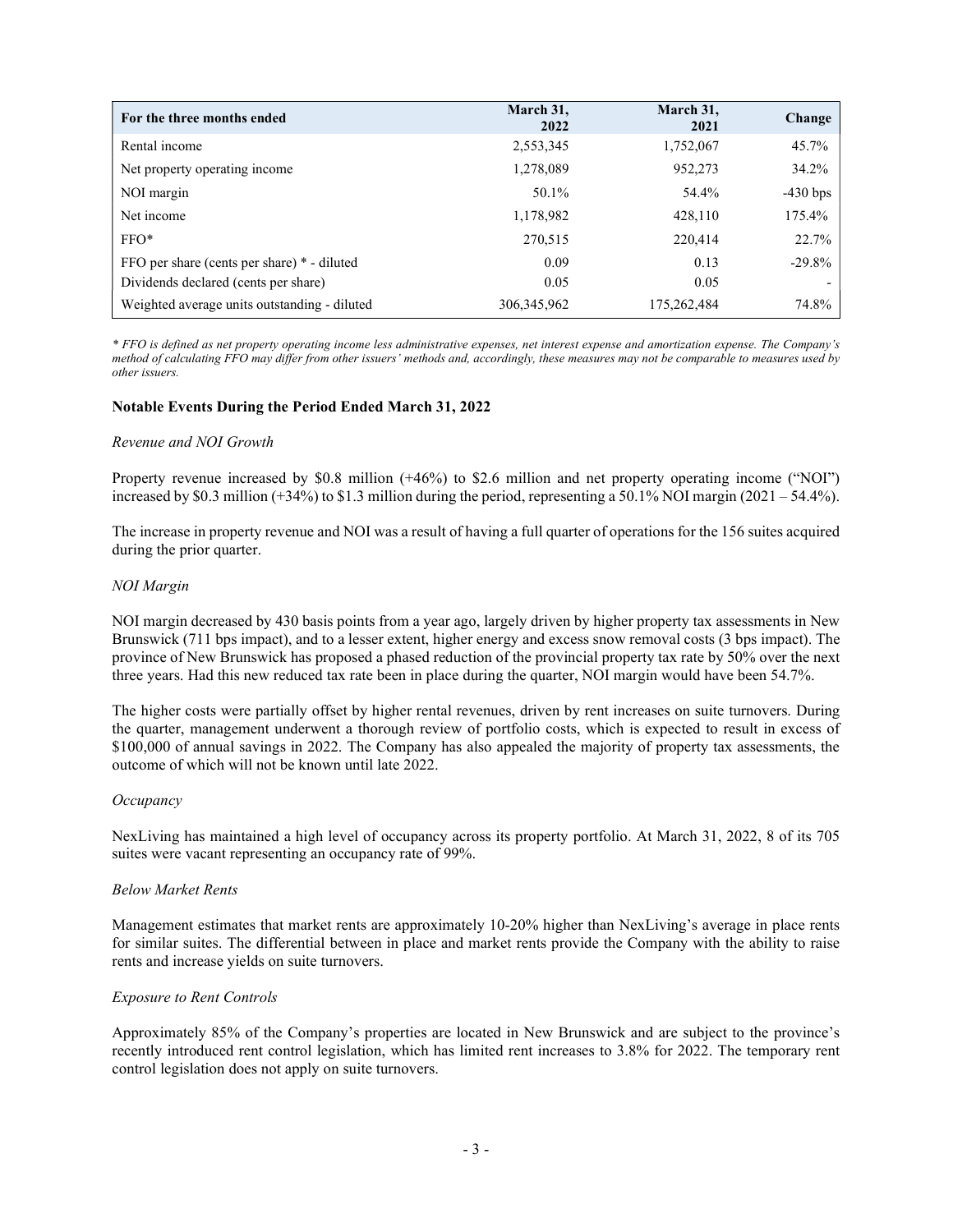| For the three months ended | March 31, 2022 | March 31, 2021 | Change |
|---|---|---|---|
| Rental income | 2,553,345 | 1,752,067 | 45.7% |
| Net property operating income | 1,278,089 | 952,273 | 34.2% |
| NOI margin | 50.1% | 54.4% | -430 bps |
| Net income | 1,178,982 | 428,110 | 175.4% |
| FFO* | 270,515 | 220,414 | 22.7% |
| FFO per share (cents per share) * - diluted | 0.09 | 0.13 | -29.8% |
| Dividends declared (cents per share) | 0.05 | 0.05 | - |
| Weighted average units outstanding - diluted | 306,345,962 | 175,262,484 | 74.8% |

*\* FFO is defined as net property operating income less administrative expenses, net interest expense and amortization expense. The Company's method of calculating FFO may differ from other issuers' methods and, accordingly, these measures may not be comparable to measures used by other issuers.*

### Notable Events During the Period Ended March 31, 2022

*Revenue and NOI Growth*

Property revenue increased by $0.8 million (+46%) to $2.6 million and net property operating income ("NOI") increased by $0.3 million (+34%) to $1.3 million during the period, representing a 50.1% NOI margin (2021 – 54.4%).

The increase in property revenue and NOI was a result of having a full quarter of operations for the 156 suites acquired during the prior quarter.

*NOI Margin*

NOI margin decreased by 430 basis points from a year ago, largely driven by higher property tax assessments in New Brunswick (711 bps impact), and to a lesser extent, higher energy and excess snow removal costs (3 bps impact). The province of New Brunswick has proposed a phased reduction of the provincial property tax rate by 50% over the next three years. Had this new reduced tax rate been in place during the quarter, NOI margin would have been 54.7%.

The higher costs were partially offset by higher rental revenues, driven by rent increases on suite turnovers. During the quarter, management underwent a thorough review of portfolio costs, which is expected to result in excess of $100,000 of annual savings in 2022. The Company has also appealed the majority of property tax assessments, the outcome of which will not be known until late 2022.

*Occupancy*

NexLiving has maintained a high level of occupancy across its property portfolio. At March 31, 2022, 8 of its 705 suites were vacant representing an occupancy rate of 99%.

*Below Market Rents*

Management estimates that market rents are approximately 10-20% higher than NexLiving's average in place rents for similar suites. The differential between in place and market rents provide the Company with the ability to raise rents and increase yields on suite turnovers.

*Exposure to Rent Controls*

Approximately 85% of the Company's properties are located in New Brunswick and are subject to the province's recently introduced rent control legislation, which has limited rent increases to 3.8% for 2022. The temporary rent control legislation does not apply on suite turnovers.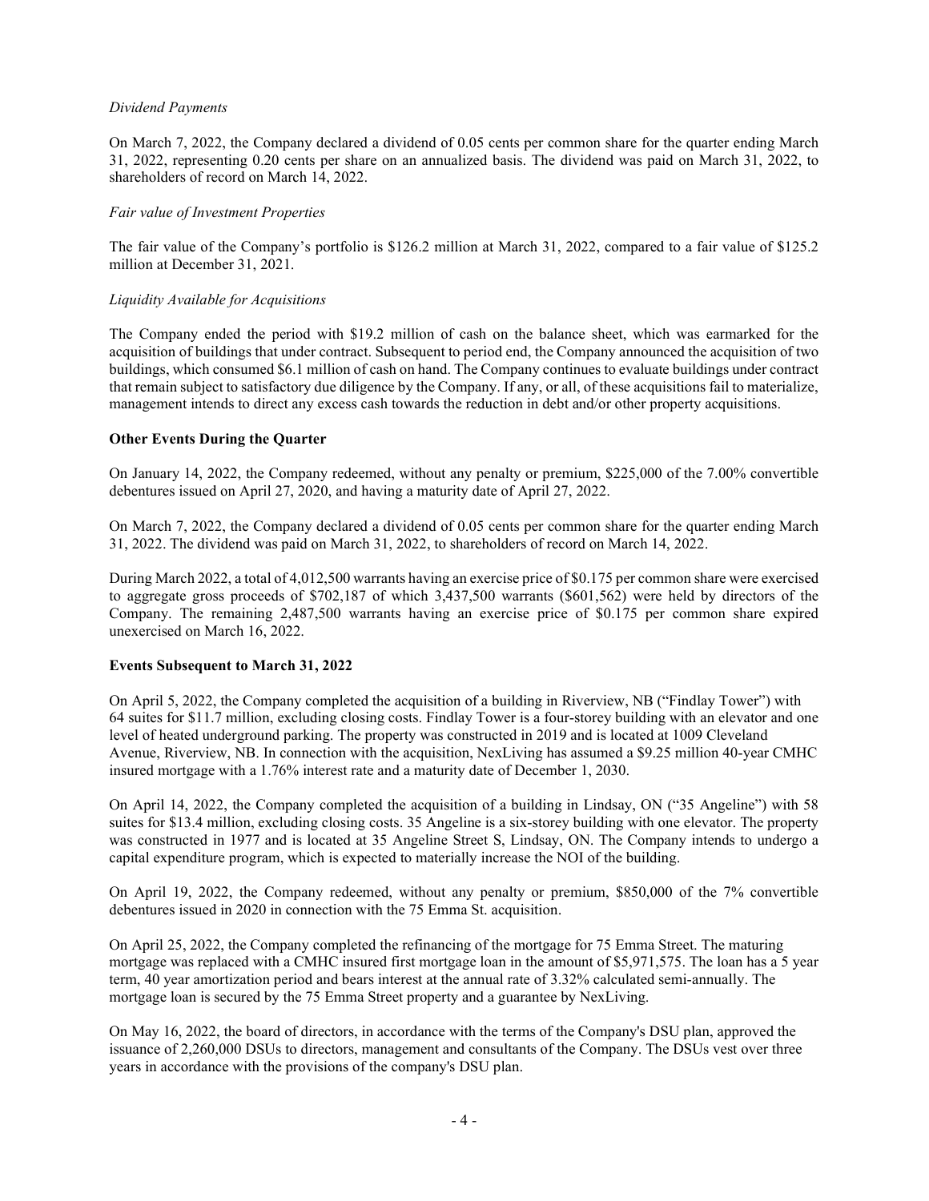*Dividend Payments*

On March 7, 2022, the Company declared a dividend of 0.05 cents per common share for the quarter ending March 31, 2022, representing 0.20 cents per share on an annualized basis. The dividend was paid on March 31, 2022, to shareholders of record on March 14, 2022.

*Fair value of Investment Properties*

The fair value of the Company's portfolio is $126.2 million at March 31, 2022, compared to a fair value of $125.2 million at December 31, 2021.

*Liquidity Available for Acquisitions*

The Company ended the period with $19.2 million of cash on the balance sheet, which was earmarked for the acquisition of buildings that under contract. Subsequent to period end, the Company announced the acquisition of two buildings, which consumed $6.1 million of cash on hand. The Company continues to evaluate buildings under contract that remain subject to satisfactory due diligence by the Company. If any, or all, of these acquisitions fail to materialize, management intends to direct any excess cash towards the reduction in debt and/or other property acquisitions.

**Other Events During the Quarter**

On January 14, 2022, the Company redeemed, without any penalty or premium, $225,000 of the 7.00% convertible debentures issued on April 27, 2020, and having a maturity date of April 27, 2022.

On March 7, 2022, the Company declared a dividend of 0.05 cents per common share for the quarter ending March 31, 2022. The dividend was paid on March 31, 2022, to shareholders of record on March 14, 2022.

During March 2022, a total of 4,012,500 warrants having an exercise price of $0.175 per common share were exercised to aggregate gross proceeds of $702,187 of which 3,437,500 warrants ($601,562) were held by directors of the Company. The remaining 2,487,500 warrants having an exercise price of $0.175 per common share expired unexercised on March 16, 2022.

**Events Subsequent to March 31, 2022**

On April 5, 2022, the Company completed the acquisition of a building in Riverview, NB ("Findlay Tower") with 64 suites for $11.7 million, excluding closing costs. Findlay Tower is a four-storey building with an elevator and one level of heated underground parking. The property was constructed in 2019 and is located at 1009 Cleveland Avenue, Riverview, NB. In connection with the acquisition, NexLiving has assumed a $9.25 million 40-year CMHC insured mortgage with a 1.76% interest rate and a maturity date of December 1, 2030.

On April 14, 2022, the Company completed the acquisition of a building in Lindsay, ON ("35 Angeline") with 58 suites for $13.4 million, excluding closing costs. 35 Angeline is a six-storey building with one elevator. The property was constructed in 1977 and is located at 35 Angeline Street S, Lindsay, ON. The Company intends to undergo a capital expenditure program, which is expected to materially increase the NOI of the building.

On April 19, 2022, the Company redeemed, without any penalty or premium, $850,000 of the 7% convertible debentures issued in 2020 in connection with the 75 Emma St. acquisition.

On April 25, 2022, the Company completed the refinancing of the mortgage for 75 Emma Street. The maturing mortgage was replaced with a CMHC insured first mortgage loan in the amount of $5,971,575. The loan has a 5 year term, 40 year amortization period and bears interest at the annual rate of 3.32% calculated semi-annually. The mortgage loan is secured by the 75 Emma Street property and a guarantee by NexLiving.

On May 16, 2022, the board of directors, in accordance with the terms of the Company's DSU plan, approved the issuance of 2,260,000 DSUs to directors, management and consultants of the Company. The DSUs vest over three years in accordance with the provisions of the company's DSU plan.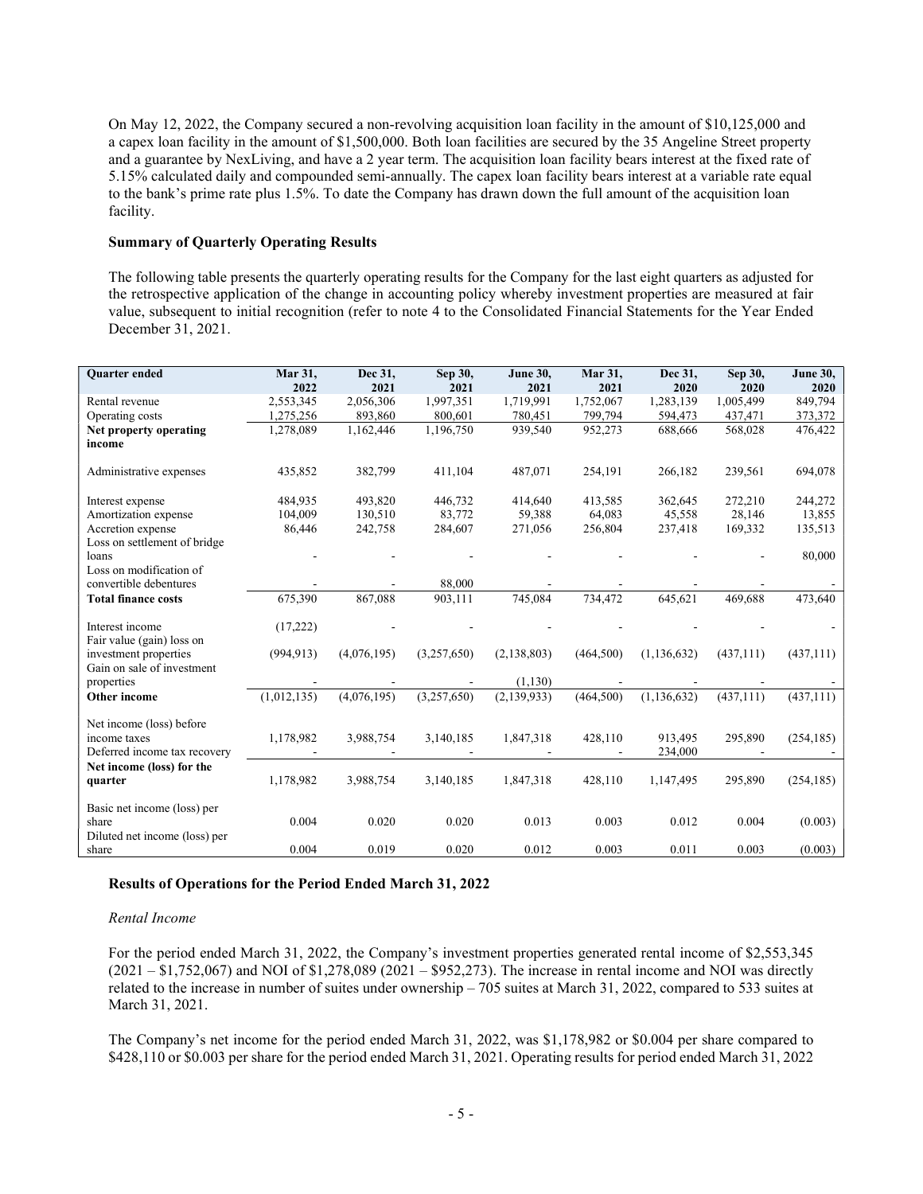On May 12, 2022, the Company secured a non-revolving acquisition loan facility in the amount of $10,125,000 and a capex loan facility in the amount of $1,500,000. Both loan facilities are secured by the 35 Angeline Street property and a guarantee by NexLiving, and have a 2 year term. The acquisition loan facility bears interest at the fixed rate of 5.15% calculated daily and compounded semi-annually. The capex loan facility bears interest at a variable rate equal to the bank's prime rate plus 1.5%. To date the Company has drawn down the full amount of the acquisition loan facility.

**Summary of Quarterly Operating Results**

The following table presents the quarterly operating results for the Company for the last eight quarters as adjusted for the retrospective application of the change in accounting policy whereby investment properties are measured at fair value, subsequent to initial recognition (refer to note 4 to the Consolidated Financial Statements for the Year Ended December 31, 2021.

| Quarter ended | Mar 31, 2022 | Dec 31, 2021 | Sep 30, 2021 | June 30, 2021 | Mar 31, 2021 | Dec 31, 2020 | Sep 30, 2020 | June 30, 2020 |
|---|---|---|---|---|---|---|---|---|
| Rental revenue | 2,553,345 | 2,056,306 | 1,997,351 | 1,719,991 | 1,752,067 | 1,283,139 | 1,005,499 | 849,794 |
| Operating costs | 1,275,256 | 893,860 | 800,601 | 780,451 | 799,794 | 594,473 | 437,471 | 373,372 |
| **Net property operating income** | 1,278,089 | 1,162,446 | 1,196,750 | 939,540 | 952,273 | 688,666 | 568,028 | 476,422 |
| Administrative expenses | 435,852 | 382,799 | 411,104 | 487,071 | 254,191 | 266,182 | 239,561 | 694,078 |
| Interest expense | 484,935 | 493,820 | 446,732 | 414,640 | 413,585 | 362,645 | 272,210 | 244,272 |
| Amortization expense | 104,009 | 130,510 | 83,772 | 59,388 | 64,083 | 45,558 | 28,146 | 13,855 |
| Accretion expense | 86,446 | 242,758 | 284,607 | 271,056 | 256,804 | 237,418 | 169,332 | 135,513 |
| Loss on settlement of bridge loans | - | - | - | - | - | - | - | 80,000 |
| Loss on modification of convertible debentures | - | - | 88,000 | - | - | - | - | - |
| **Total finance costs** | 675,390 | 867,088 | 903,111 | 745,084 | 734,472 | 645,621 | 469,688 | 473,640 |
| Interest income | (17,222) | - | - | - | - | - | - | - |
| Fair value (gain) loss on investment properties | (994,913) | (4,076,195) | (3,257,650) | (2,138,803) | (464,500) | (1,136,632) | (437,111) | (437,111) |
| Gain on sale of investment properties | - | - | - | (1,130) | - | - | - | - |
| **Other income** | (1,012,135) | (4,076,195) | (3,257,650) | (2,139,933) | (464,500) | (1,136,632) | (437,111) | (437,111) |
| Net income (loss) before income taxes | 1,178,982 | 3,988,754 | 3,140,185 | 1,847,318 | 428,110 | 913,495 | 295,890 | (254,185) |
| Deferred income tax recovery | - | - | - | - | - | 234,000 | - | - |
| **Net income (loss) for the quarter** | 1,178,982 | 3,988,754 | 3,140,185 | 1,847,318 | 428,110 | 1,147,495 | 295,890 | (254,185) |
| Basic net income (loss) per share | 0.004 | 0.020 | 0.020 | 0.013 | 0.003 | 0.012 | 0.004 | (0.003) |
| Diluted net income (loss) per share | 0.004 | 0.019 | 0.020 | 0.012 | 0.003 | 0.011 | 0.003 | (0.003) |

**Results of Operations for the Period Ended March 31, 2022**

*Rental Income*

For the period ended March 31, 2022, the Company's investment properties generated rental income of $2,553,345 (2021 – $1,752,067) and NOI of $1,278,089 (2021 – $952,273). The increase in rental income and NOI was directly related to the increase in number of suites under ownership – 705 suites at March 31, 2022, compared to 533 suites at March 31, 2021.

The Company's net income for the period ended March 31, 2022, was $1,178,982 or $0.004 per share compared to $428,110 or $0.003 per share for the period ended March 31, 2021. Operating results for period ended March 31, 2022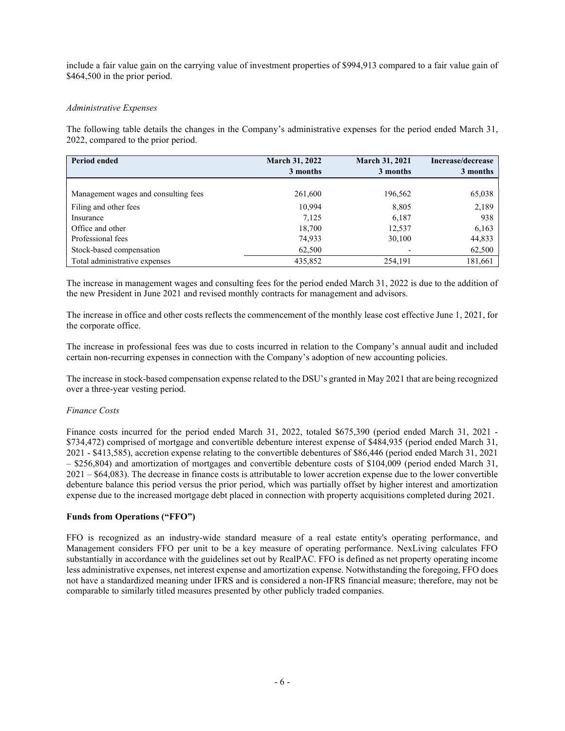include a fair value gain on the carrying value of investment properties of $994,913 compared to a fair value gain of $464,500 in the prior period.

*Administrative Expenses*

The following table details the changes in the Company's administrative expenses for the period ended March 31, 2022, compared to the prior period.

| Period ended | March 31, 2022<br>3 months | March 31, 2021<br>3 months | Increase/decrease<br>3 months |
|---|---|---|---|
| Management wages and consulting fees | 261,600 | 196,562 | 65,038 |
| Filing and other fees | 10,994 | 8,805 | 2,189 |
| Insurance | 7,125 | 6,187 | 938 |
| Office and other | 18,700 | 12,537 | 6,163 |
| Professional fees | 74,933 | 30,100 | 44,833 |
| Stock-based compensation | 62,500 | - | 62,500 |
| Total administrative expenses | 435,852 | 254,191 | 181,661 |

The increase in management wages and consulting fees for the period ended March 31, 2022 is due to the addition of the new President in June 2021 and revised monthly contracts for management and advisors.

The increase in office and other costs reflects the commencement of the monthly lease cost effective June 1, 2021, for the corporate office.

The increase in professional fees was due to costs incurred in relation to the Company's annual audit and included certain non-recurring expenses in connection with the Company's adoption of new accounting policies.

The increase in stock-based compensation expense related to the DSU's granted in May 2021 that are being recognized over a three-year vesting period.

*Finance Costs*

Finance costs incurred for the period ended March 31, 2022, totaled $675,390 (period ended March 31, 2021 - $734,472) comprised of mortgage and convertible debenture interest expense of $484,935 (period ended March 31, 2021 - $413,585), accretion expense relating to the convertible debentures of $86,446 (period ended March 31, 2021 – $256,804) and amortization of mortgages and convertible debenture costs of $104,009 (period ended March 31, 2021 – $64,083). The decrease in finance costs is attributable to lower accretion expense due to the lower convertible debenture balance this period versus the prior period, which was partially offset by higher interest and amortization expense due to the increased mortgage debt placed in connection with property acquisitions completed during 2021.

**Funds from Operations ("FFO")**

FFO is recognized as an industry-wide standard measure of a real estate entity's operating performance, and Management considers FFO per unit to be a key measure of operating performance. NexLiving calculates FFO substantially in accordance with the guidelines set out by RealPAC. FFO is defined as net property operating income less administrative expenses, net interest expense and amortization expense. Notwithstanding the foregoing, FFO does not have a standardized meaning under IFRS and is considered a non-IFRS financial measure; therefore, may not be comparable to similarly titled measures presented by other publicly traded companies.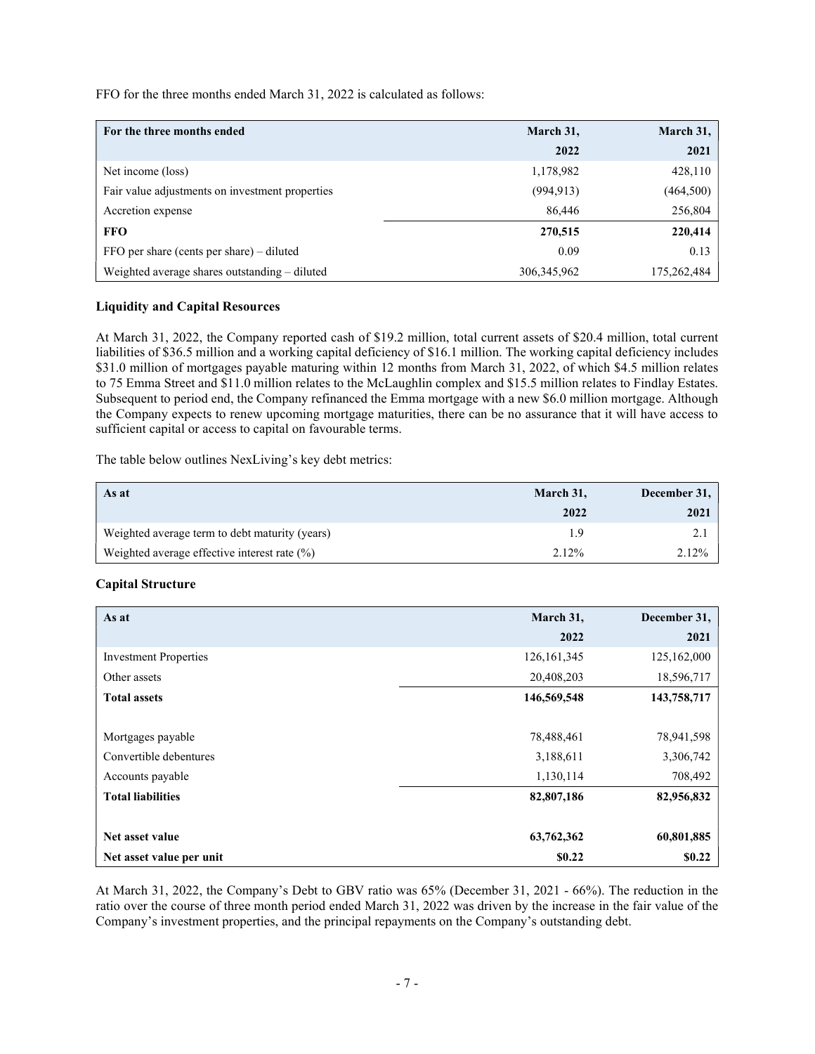FFO for the three months ended March 31, 2022 is calculated as follows:

| For the three months ended | March 31, 2022 | March 31, 2021 |
|---|---|---|
| Net income (loss) | 1,178,982 | 428,110 |
| Fair value adjustments on investment properties | (994,913) | (464,500) |
| Accretion expense | 86,446 | 256,804 |
| **FFO** | **270,515** | **220,414** |
| FFO per share (cents per share) – diluted | 0.09 | 0.13 |
| Weighted average shares outstanding – diluted | 306,345,962 | 175,262,484 |

**Liquidity and Capital Resources**

At March 31, 2022, the Company reported cash of $19.2 million, total current assets of $20.4 million, total current liabilities of $36.5 million and a working capital deficiency of $16.1 million. The working capital deficiency includes $31.0 million of mortgages payable maturing within 12 months from March 31, 2022, of which $4.5 million relates to 75 Emma Street and $11.0 million relates to the McLaughlin complex and $15.5 million relates to Findlay Estates. Subsequent to period end, the Company refinanced the Emma mortgage with a new $6.0 million mortgage. Although the Company expects to renew upcoming mortgage maturities, there can be no assurance that it will have access to sufficient capital or access to capital on favourable terms.

The table below outlines NexLiving's key debt metrics:

| As at | March 31, 2022 | December 31, 2021 |
|---|---|---|
| Weighted average term to debt maturity (years) | 1.9 | 2.1 |
| Weighted average effective interest rate (%) | 2.12% | 2.12% |

**Capital Structure**

| As at | March 31, 2022 | December 31, 2021 |
|---|---|---|
| Investment Properties | 126,161,345 | 125,162,000 |
| Other assets | 20,408,203 | 18,596,717 |
| **Total assets** | **146,569,548** | **143,758,717** |
| | | |
| Mortgages payable | 78,488,461 | 78,941,598 |
| Convertible debentures | 3,188,611 | 3,306,742 |
| Accounts payable | 1,130,114 | 708,492 |
| **Total liabilities** | **82,807,186** | **82,956,832** |
| | | |
| **Net asset value** | **63,762,362** | **60,801,885** |
| **Net asset value per unit** | **$0.22** | **$0.22** |

At March 31, 2022, the Company's Debt to GBV ratio was 65% (December 31, 2021 - 66%). The reduction in the ratio over the course of three month period ended March 31, 2022 was driven by the increase in the fair value of the Company's investment properties, and the principal repayments on the Company's outstanding debt.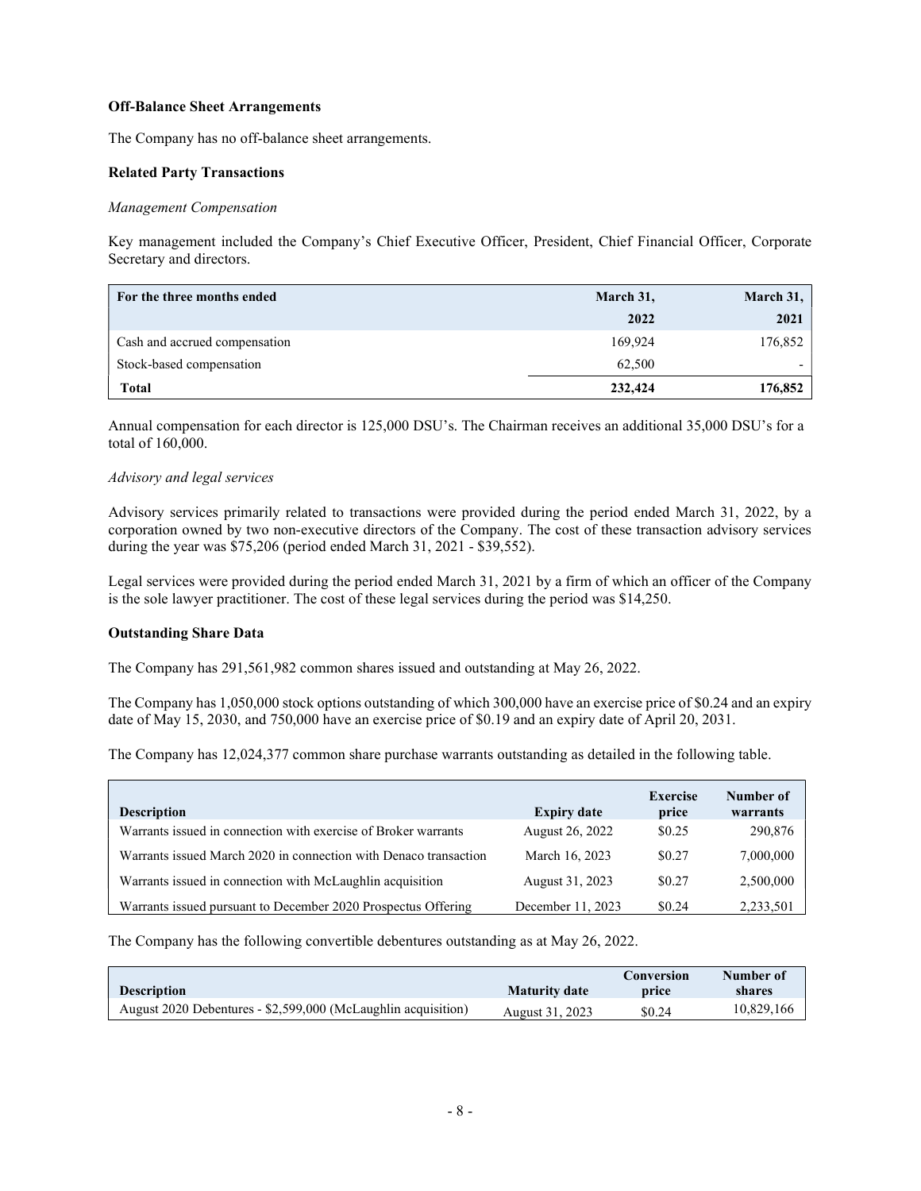**Off-Balance Sheet Arrangements**

The Company has no off-balance sheet arrangements.

**Related Party Transactions**

*Management Compensation*

Key management included the Company's Chief Executive Officer, President, Chief Financial Officer, Corporate Secretary and directors.

| For the three months ended | March 31, 2022 | March 31, 2021 |
|---|---|---|
| Cash and accrued compensation | 169,924 | 176,852 |
| Stock-based compensation | 62,500 | - |
| **Total** | **232,424** | **176,852** |

Annual compensation for each director is 125,000 DSU's. The Chairman receives an additional 35,000 DSU's for a total of 160,000.

*Advisory and legal services*

Advisory services primarily related to transactions were provided during the period ended March 31, 2022, by a corporation owned by two non-executive directors of the Company. The cost of these transaction advisory services during the year was $75,206 (period ended March 31, 2021 - $39,552).

Legal services were provided during the period ended March 31, 2021 by a firm of which an officer of the Company is the sole lawyer practitioner. The cost of these legal services during the period was $14,250.

**Outstanding Share Data**

The Company has 291,561,982 common shares issued and outstanding at May 26, 2022.

The Company has 1,050,000 stock options outstanding of which 300,000 have an exercise price of $0.24 and an expiry date of May 15, 2030, and 750,000 have an exercise price of $0.19 and an expiry date of April 20, 2031.

The Company has 12,024,377 common share purchase warrants outstanding as detailed in the following table.

| Description | Expiry date | Exercise price | Number of warrants |
|---|---|---|---|
| Warrants issued in connection with exercise of Broker warrants | August 26, 2022 | $0.25 | 290,876 |
| Warrants issued March 2020 in connection with Denaco transaction | March 16, 2023 | $0.27 | 7,000,000 |
| Warrants issued in connection with McLaughlin acquisition | August 31, 2023 | $0.27 | 2,500,000 |
| Warrants issued pursuant to December 2020 Prospectus Offering | December 11, 2023 | $0.24 | 2,233,501 |

The Company has the following convertible debentures outstanding as at May 26, 2022.

| Description | Maturity date | Conversion price | Number of shares |
|---|---|---|---|
| August 2020 Debentures - $2,599,000 (McLaughlin acquisition) | August 31, 2023 | $0.24 | 10,829,166 |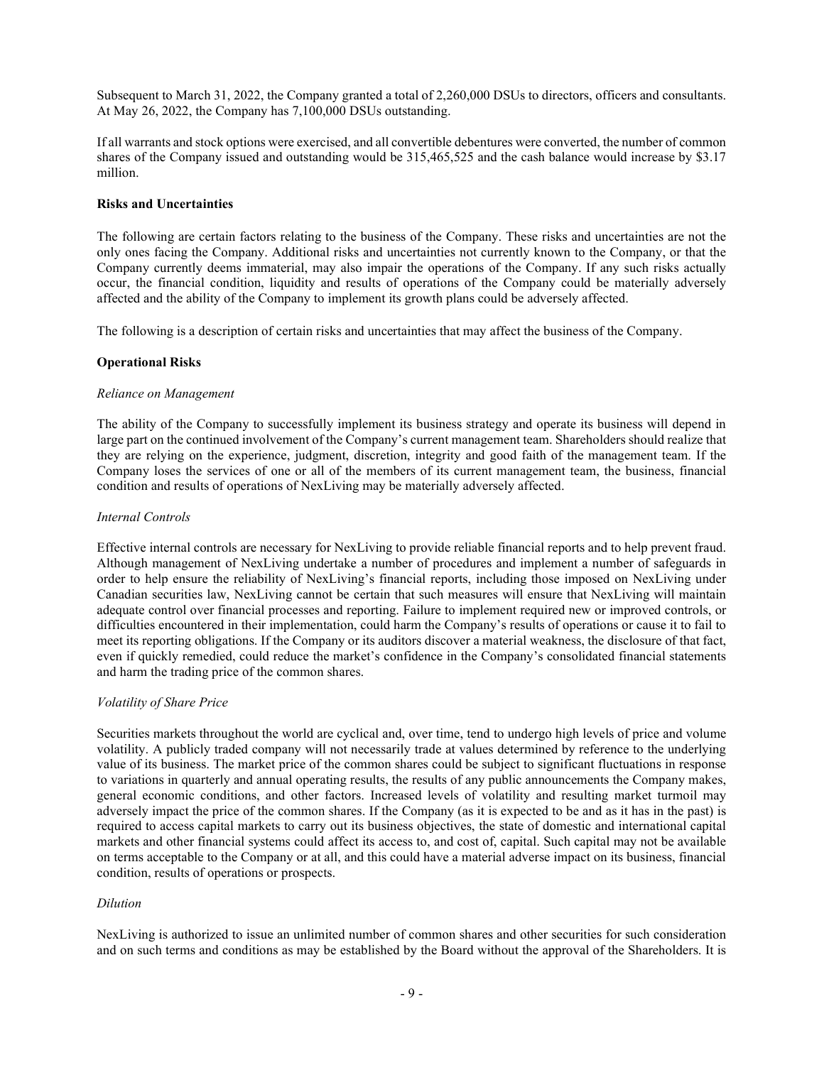Subsequent to March 31, 2022, the Company granted a total of 2,260,000 DSUs to directors, officers and consultants. At May 26, 2022, the Company has 7,100,000 DSUs outstanding.

If all warrants and stock options were exercised, and all convertible debentures were converted, the number of common shares of the Company issued and outstanding would be 315,465,525 and the cash balance would increase by $3.17 million.

**Risks and Uncertainties**

The following are certain factors relating to the business of the Company. These risks and uncertainties are not the only ones facing the Company. Additional risks and uncertainties not currently known to the Company, or that the Company currently deems immaterial, may also impair the operations of the Company. If any such risks actually occur, the financial condition, liquidity and results of operations of the Company could be materially adversely affected and the ability of the Company to implement its growth plans could be adversely affected.

The following is a description of certain risks and uncertainties that may affect the business of the Company.

**Operational Risks**

*Reliance on Management*

The ability of the Company to successfully implement its business strategy and operate its business will depend in large part on the continued involvement of the Company's current management team. Shareholders should realize that they are relying on the experience, judgment, discretion, integrity and good faith of the management team. If the Company loses the services of one or all of the members of its current management team, the business, financial condition and results of operations of NexLiving may be materially adversely affected.

*Internal Controls*

Effective internal controls are necessary for NexLiving to provide reliable financial reports and to help prevent fraud. Although management of NexLiving undertake a number of procedures and implement a number of safeguards in order to help ensure the reliability of NexLiving's financial reports, including those imposed on NexLiving under Canadian securities law, NexLiving cannot be certain that such measures will ensure that NexLiving will maintain adequate control over financial processes and reporting. Failure to implement required new or improved controls, or difficulties encountered in their implementation, could harm the Company's results of operations or cause it to fail to meet its reporting obligations. If the Company or its auditors discover a material weakness, the disclosure of that fact, even if quickly remedied, could reduce the market's confidence in the Company's consolidated financial statements and harm the trading price of the common shares.

*Volatility of Share Price*

Securities markets throughout the world are cyclical and, over time, tend to undergo high levels of price and volume volatility. A publicly traded company will not necessarily trade at values determined by reference to the underlying value of its business. The market price of the common shares could be subject to significant fluctuations in response to variations in quarterly and annual operating results, the results of any public announcements the Company makes, general economic conditions, and other factors. Increased levels of volatility and resulting market turmoil may adversely impact the price of the common shares. If the Company (as it is expected to be and as it has in the past) is required to access capital markets to carry out its business objectives, the state of domestic and international capital markets and other financial systems could affect its access to, and cost of, capital. Such capital may not be available on terms acceptable to the Company or at all, and this could have a material adverse impact on its business, financial condition, results of operations or prospects.

*Dilution*

NexLiving is authorized to issue an unlimited number of common shares and other securities for such consideration and on such terms and conditions as may be established by the Board without the approval of the Shareholders. It is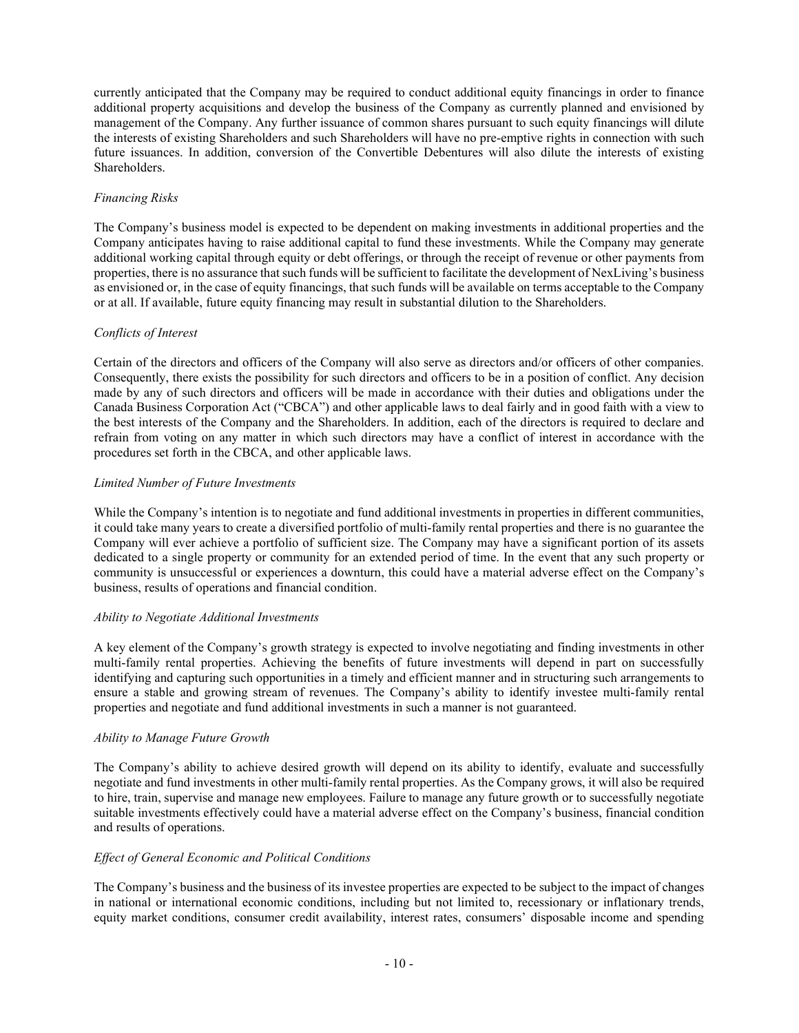currently anticipated that the Company may be required to conduct additional equity financings in order to finance additional property acquisitions and develop the business of the Company as currently planned and envisioned by management of the Company. Any further issuance of common shares pursuant to such equity financings will dilute the interests of existing Shareholders and such Shareholders will have no pre-emptive rights in connection with such future issuances. In addition, conversion of the Convertible Debentures will also dilute the interests of existing Shareholders.

*Financing Risks*

The Company's business model is expected to be dependent on making investments in additional properties and the Company anticipates having to raise additional capital to fund these investments. While the Company may generate additional working capital through equity or debt offerings, or through the receipt of revenue or other payments from properties, there is no assurance that such funds will be sufficient to facilitate the development of NexLiving's business as envisioned or, in the case of equity financings, that such funds will be available on terms acceptable to the Company or at all. If available, future equity financing may result in substantial dilution to the Shareholders.

*Conflicts of Interest*

Certain of the directors and officers of the Company will also serve as directors and/or officers of other companies. Consequently, there exists the possibility for such directors and officers to be in a position of conflict. Any decision made by any of such directors and officers will be made in accordance with their duties and obligations under the Canada Business Corporation Act ("CBCA") and other applicable laws to deal fairly and in good faith with a view to the best interests of the Company and the Shareholders. In addition, each of the directors is required to declare and refrain from voting on any matter in which such directors may have a conflict of interest in accordance with the procedures set forth in the CBCA, and other applicable laws.

*Limited Number of Future Investments*

While the Company's intention is to negotiate and fund additional investments in properties in different communities, it could take many years to create a diversified portfolio of multi-family rental properties and there is no guarantee the Company will ever achieve a portfolio of sufficient size. The Company may have a significant portion of its assets dedicated to a single property or community for an extended period of time. In the event that any such property or community is unsuccessful or experiences a downturn, this could have a material adverse effect on the Company's business, results of operations and financial condition.

*Ability to Negotiate Additional Investments*

A key element of the Company's growth strategy is expected to involve negotiating and finding investments in other multi-family rental properties. Achieving the benefits of future investments will depend in part on successfully identifying and capturing such opportunities in a timely and efficient manner and in structuring such arrangements to ensure a stable and growing stream of revenues. The Company's ability to identify investee multi-family rental properties and negotiate and fund additional investments in such a manner is not guaranteed.

*Ability to Manage Future Growth*

The Company's ability to achieve desired growth will depend on its ability to identify, evaluate and successfully negotiate and fund investments in other multi-family rental properties. As the Company grows, it will also be required to hire, train, supervise and manage new employees. Failure to manage any future growth or to successfully negotiate suitable investments effectively could have a material adverse effect on the Company's business, financial condition and results of operations.

*Effect of General Economic and Political Conditions*

The Company's business and the business of its investee properties are expected to be subject to the impact of changes in national or international economic conditions, including but not limited to, recessionary or inflationary trends, equity market conditions, consumer credit availability, interest rates, consumers' disposable income and spending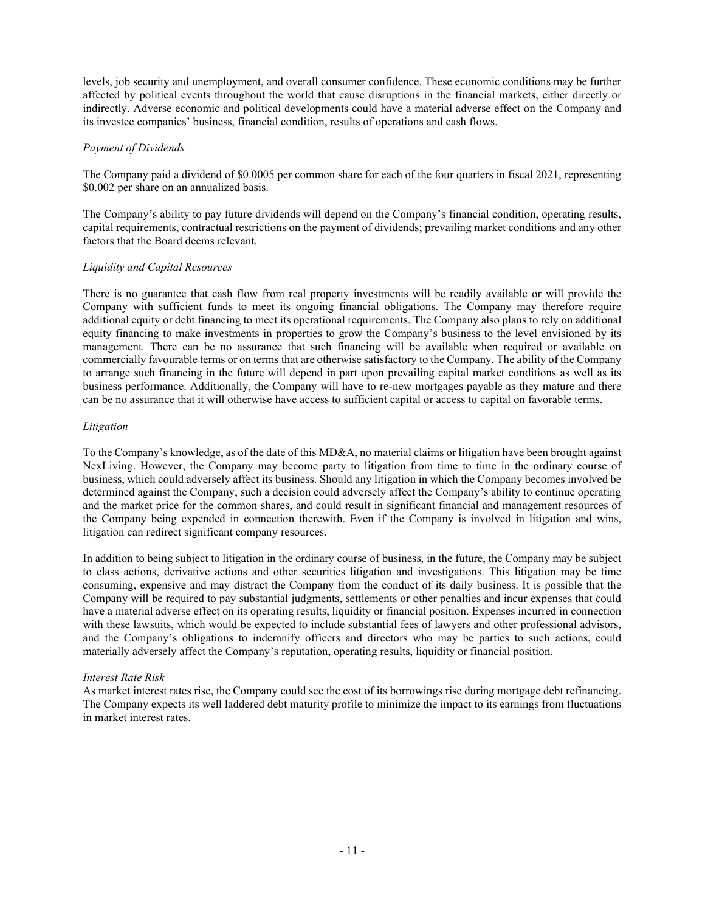levels, job security and unemployment, and overall consumer confidence. These economic conditions may be further affected by political events throughout the world that cause disruptions in the financial markets, either directly or indirectly. Adverse economic and political developments could have a material adverse effect on the Company and its investee companies' business, financial condition, results of operations and cash flows.

*Payment of Dividends*

The Company paid a dividend of $0.0005 per common share for each of the four quarters in fiscal 2021, representing $0.002 per share on an annualized basis.

The Company's ability to pay future dividends will depend on the Company's financial condition, operating results, capital requirements, contractual restrictions on the payment of dividends; prevailing market conditions and any other factors that the Board deems relevant.

*Liquidity and Capital Resources*

There is no guarantee that cash flow from real property investments will be readily available or will provide the Company with sufficient funds to meet its ongoing financial obligations. The Company may therefore require additional equity or debt financing to meet its operational requirements. The Company also plans to rely on additional equity financing to make investments in properties to grow the Company's business to the level envisioned by its management. There can be no assurance that such financing will be available when required or available on commercially favourable terms or on terms that are otherwise satisfactory to the Company. The ability of the Company to arrange such financing in the future will depend in part upon prevailing capital market conditions as well as its business performance. Additionally, the Company will have to re-new mortgages payable as they mature and there can be no assurance that it will otherwise have access to sufficient capital or access to capital on favorable terms.

*Litigation*

To the Company's knowledge, as of the date of this MD&A, no material claims or litigation have been brought against NexLiving. However, the Company may become party to litigation from time to time in the ordinary course of business, which could adversely affect its business. Should any litigation in which the Company becomes involved be determined against the Company, such a decision could adversely affect the Company's ability to continue operating and the market price for the common shares, and could result in significant financial and management resources of the Company being expended in connection therewith. Even if the Company is involved in litigation and wins, litigation can redirect significant company resources.

In addition to being subject to litigation in the ordinary course of business, in the future, the Company may be subject to class actions, derivative actions and other securities litigation and investigations. This litigation may be time consuming, expensive and may distract the Company from the conduct of its daily business. It is possible that the Company will be required to pay substantial judgments, settlements or other penalties and incur expenses that could have a material adverse effect on its operating results, liquidity or financial position. Expenses incurred in connection with these lawsuits, which would be expected to include substantial fees of lawyers and other professional advisors, and the Company's obligations to indemnify officers and directors who may be parties to such actions, could materially adversely affect the Company's reputation, operating results, liquidity or financial position.

*Interest Rate Risk*

As market interest rates rise, the Company could see the cost of its borrowings rise during mortgage debt refinancing. The Company expects its well laddered debt maturity profile to minimize the impact to its earnings from fluctuations in market interest rates.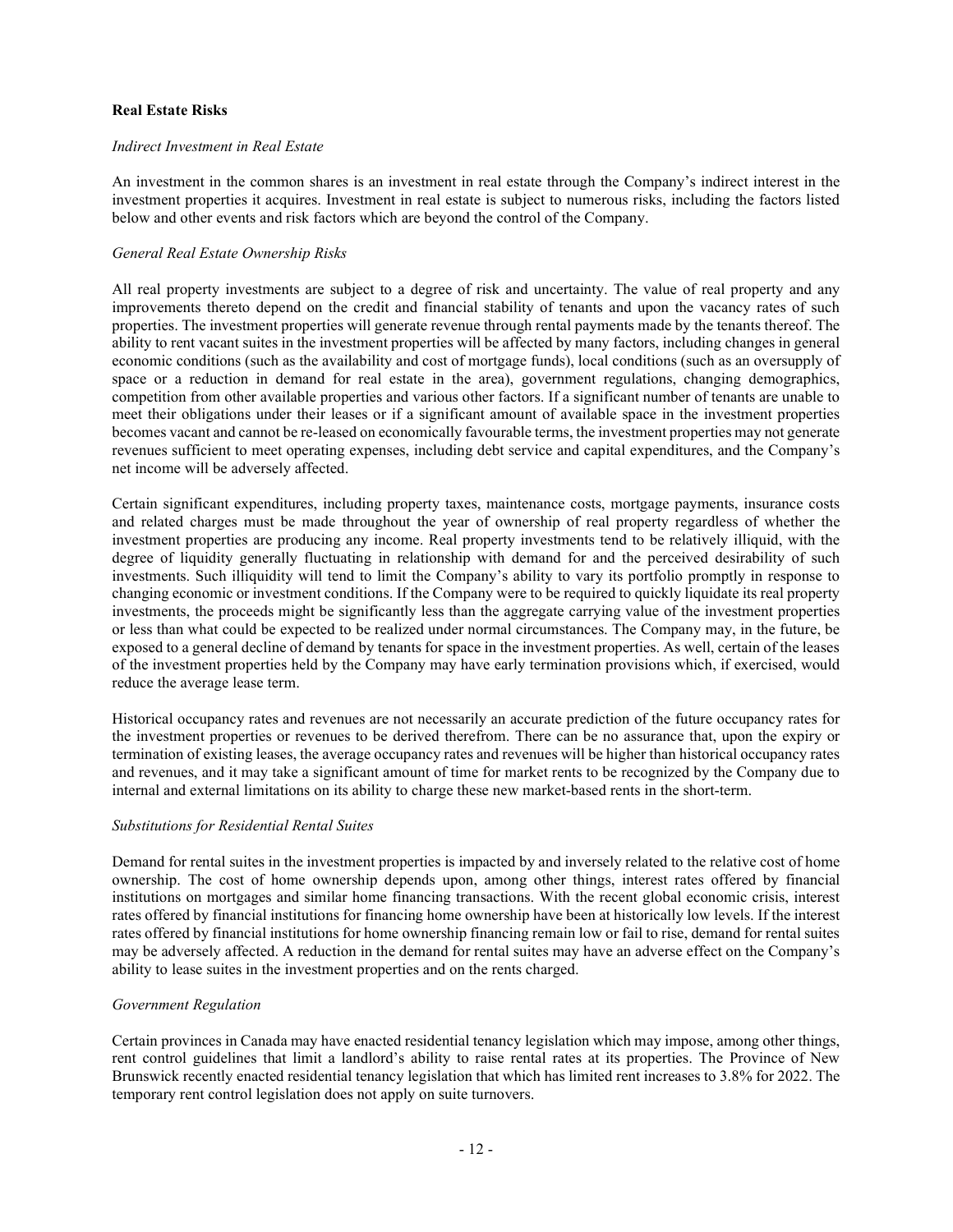**Real Estate Risks**

*Indirect Investment in Real Estate*

An investment in the common shares is an investment in real estate through the Company's indirect interest in the investment properties it acquires. Investment in real estate is subject to numerous risks, including the factors listed below and other events and risk factors which are beyond the control of the Company.

*General Real Estate Ownership Risks*

All real property investments are subject to a degree of risk and uncertainty. The value of real property and any improvements thereto depend on the credit and financial stability of tenants and upon the vacancy rates of such properties. The investment properties will generate revenue through rental payments made by the tenants thereof. The ability to rent vacant suites in the investment properties will be affected by many factors, including changes in general economic conditions (such as the availability and cost of mortgage funds), local conditions (such as an oversupply of space or a reduction in demand for real estate in the area), government regulations, changing demographics, competition from other available properties and various other factors. If a significant number of tenants are unable to meet their obligations under their leases or if a significant amount of available space in the investment properties becomes vacant and cannot be re-leased on economically favourable terms, the investment properties may not generate revenues sufficient to meet operating expenses, including debt service and capital expenditures, and the Company's net income will be adversely affected.

Certain significant expenditures, including property taxes, maintenance costs, mortgage payments, insurance costs and related charges must be made throughout the year of ownership of real property regardless of whether the investment properties are producing any income. Real property investments tend to be relatively illiquid, with the degree of liquidity generally fluctuating in relationship with demand for and the perceived desirability of such investments. Such illiquidity will tend to limit the Company's ability to vary its portfolio promptly in response to changing economic or investment conditions. If the Company were to be required to quickly liquidate its real property investments, the proceeds might be significantly less than the aggregate carrying value of the investment properties or less than what could be expected to be realized under normal circumstances. The Company may, in the future, be exposed to a general decline of demand by tenants for space in the investment properties. As well, certain of the leases of the investment properties held by the Company may have early termination provisions which, if exercised, would reduce the average lease term.

Historical occupancy rates and revenues are not necessarily an accurate prediction of the future occupancy rates for the investment properties or revenues to be derived therefrom. There can be no assurance that, upon the expiry or termination of existing leases, the average occupancy rates and revenues will be higher than historical occupancy rates and revenues, and it may take a significant amount of time for market rents to be recognized by the Company due to internal and external limitations on its ability to charge these new market-based rents in the short-term.

*Substitutions for Residential Rental Suites*

Demand for rental suites in the investment properties is impacted by and inversely related to the relative cost of home ownership. The cost of home ownership depends upon, among other things, interest rates offered by financial institutions on mortgages and similar home financing transactions. With the recent global economic crisis, interest rates offered by financial institutions for financing home ownership have been at historically low levels. If the interest rates offered by financial institutions for home ownership financing remain low or fail to rise, demand for rental suites may be adversely affected. A reduction in the demand for rental suites may have an adverse effect on the Company's ability to lease suites in the investment properties and on the rents charged.

*Government Regulation*

Certain provinces in Canada may have enacted residential tenancy legislation which may impose, among other things, rent control guidelines that limit a landlord's ability to raise rental rates at its properties. The Province of New Brunswick recently enacted residential tenancy legislation that which has limited rent increases to 3.8% for 2022. The temporary rent control legislation does not apply on suite turnovers.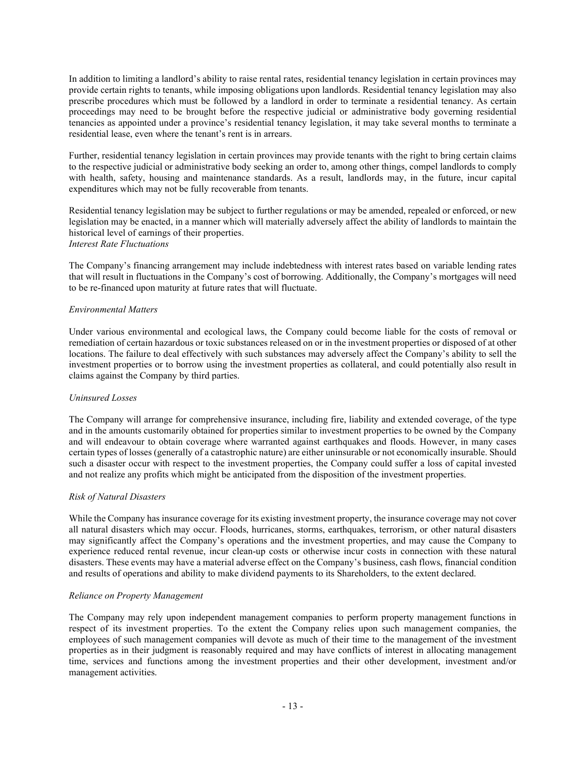In addition to limiting a landlord's ability to raise rental rates, residential tenancy legislation in certain provinces may provide certain rights to tenants, while imposing obligations upon landlords. Residential tenancy legislation may also prescribe procedures which must be followed by a landlord in order to terminate a residential tenancy. As certain proceedings may need to be brought before the respective judicial or administrative body governing residential tenancies as appointed under a province's residential tenancy legislation, it may take several months to terminate a residential lease, even where the tenant's rent is in arrears.

Further, residential tenancy legislation in certain provinces may provide tenants with the right to bring certain claims to the respective judicial or administrative body seeking an order to, among other things, compel landlords to comply with health, safety, housing and maintenance standards. As a result, landlords may, in the future, incur capital expenditures which may not be fully recoverable from tenants.

Residential tenancy legislation may be subject to further regulations or may be amended, repealed or enforced, or new legislation may be enacted, in a manner which will materially adversely affect the ability of landlords to maintain the historical level of earnings of their properties.

*Interest Rate Fluctuations*

The Company's financing arrangement may include indebtedness with interest rates based on variable lending rates that will result in fluctuations in the Company's cost of borrowing. Additionally, the Company's mortgages will need to be re-financed upon maturity at future rates that will fluctuate.

*Environmental Matters*

Under various environmental and ecological laws, the Company could become liable for the costs of removal or remediation of certain hazardous or toxic substances released on or in the investment properties or disposed of at other locations. The failure to deal effectively with such substances may adversely affect the Company's ability to sell the investment properties or to borrow using the investment properties as collateral, and could potentially also result in claims against the Company by third parties.

*Uninsured Losses*

The Company will arrange for comprehensive insurance, including fire, liability and extended coverage, of the type and in the amounts customarily obtained for properties similar to investment properties to be owned by the Company and will endeavour to obtain coverage where warranted against earthquakes and floods. However, in many cases certain types of losses (generally of a catastrophic nature) are either uninsurable or not economically insurable. Should such a disaster occur with respect to the investment properties, the Company could suffer a loss of capital invested and not realize any profits which might be anticipated from the disposition of the investment properties.

*Risk of Natural Disasters*

While the Company has insurance coverage for its existing investment property, the insurance coverage may not cover all natural disasters which may occur. Floods, hurricanes, storms, earthquakes, terrorism, or other natural disasters may significantly affect the Company's operations and the investment properties, and may cause the Company to experience reduced rental revenue, incur clean-up costs or otherwise incur costs in connection with these natural disasters. These events may have a material adverse effect on the Company's business, cash flows, financial condition and results of operations and ability to make dividend payments to its Shareholders, to the extent declared.

*Reliance on Property Management*

The Company may rely upon independent management companies to perform property management functions in respect of its investment properties. To the extent the Company relies upon such management companies, the employees of such management companies will devote as much of their time to the management of the investment properties as in their judgment is reasonably required and may have conflicts of interest in allocating management time, services and functions among the investment properties and their other development, investment and/or management activities.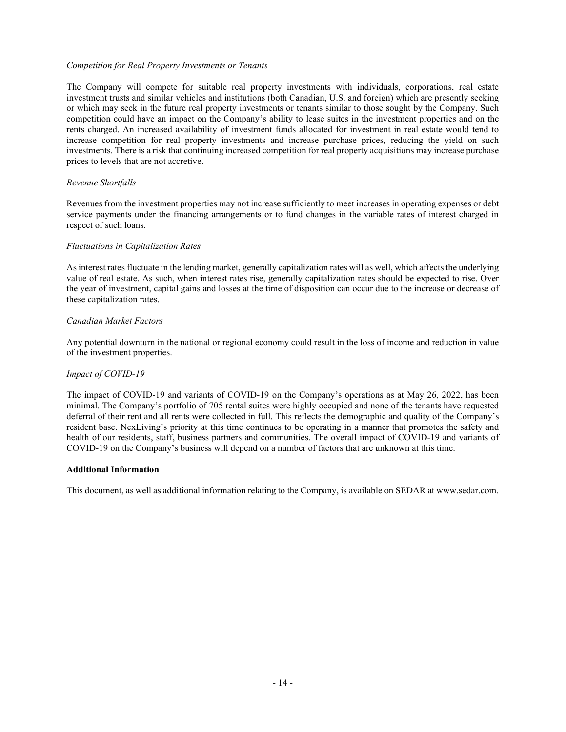*Competition for Real Property Investments or Tenants*

The Company will compete for suitable real property investments with individuals, corporations, real estate investment trusts and similar vehicles and institutions (both Canadian, U.S. and foreign) which are presently seeking or which may seek in the future real property investments or tenants similar to those sought by the Company. Such competition could have an impact on the Company's ability to lease suites in the investment properties and on the rents charged. An increased availability of investment funds allocated for investment in real estate would tend to increase competition for real property investments and increase purchase prices, reducing the yield on such investments. There is a risk that continuing increased competition for real property acquisitions may increase purchase prices to levels that are not accretive.

*Revenue Shortfalls*

Revenues from the investment properties may not increase sufficiently to meet increases in operating expenses or debt service payments under the financing arrangements or to fund changes in the variable rates of interest charged in respect of such loans.

*Fluctuations in Capitalization Rates*

As interest rates fluctuate in the lending market, generally capitalization rates will as well, which affects the underlying value of real estate. As such, when interest rates rise, generally capitalization rates should be expected to rise. Over the year of investment, capital gains and losses at the time of disposition can occur due to the increase or decrease of these capitalization rates.

*Canadian Market Factors*

Any potential downturn in the national or regional economy could result in the loss of income and reduction in value of the investment properties.

*Impact of COVID-19*

The impact of COVID-19 and variants of COVID-19 on the Company's operations as at May 26, 2022, has been minimal. The Company's portfolio of 705 rental suites were highly occupied and none of the tenants have requested deferral of their rent and all rents were collected in full. This reflects the demographic and quality of the Company's resident base. NexLiving's priority at this time continues to be operating in a manner that promotes the safety and health of our residents, staff, business partners and communities. The overall impact of COVID-19 and variants of COVID-19 on the Company's business will depend on a number of factors that are unknown at this time.

**Additional Information**

This document, as well as additional information relating to the Company, is available on SEDAR at www.sedar.com.